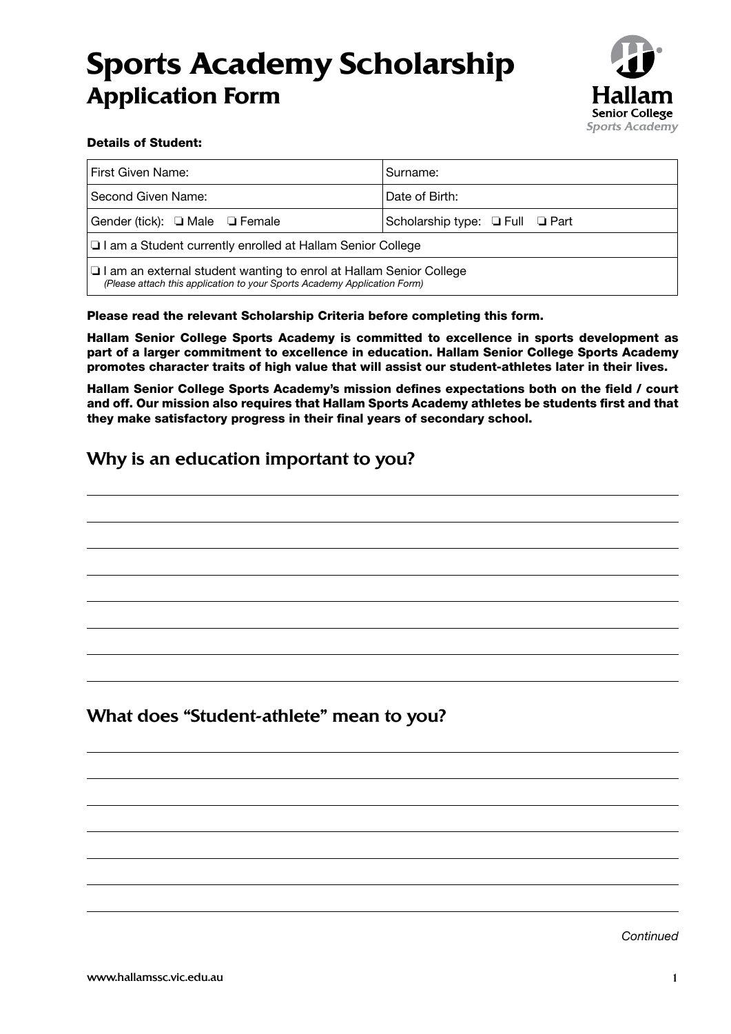# Sports Academy Scholarship

## Application Form

Hallam
Senior College
*Sports Academy*

**Details of Student:**

| | |
|---|---|
| First Given Name: | Surname: |
| Second Given Name: | Date of Birth: |
| Gender (tick): ❑ Male ❑ Female | Scholarship type: ❑ Full ❑ Part |
| ❑ I am a Student currently enrolled at Hallam Senior College | |
| ❑ I am an external student wanting to enrol at Hallam Senior College *(Please attach this application to your Sports Academy Application Form)* | |

**Please read the relevant Scholarship Criteria before completing this form.**

**Hallam Senior College Sports Academy is committed to excellence in sports development as part of a larger commitment to excellence in education. Hallam Senior College Sports Academy promotes character traits of high value that will assist our student-athletes later in their lives.**

**Hallam Senior College Sports Academy's mission defines expectations both on the field / court and off. Our mission also requires that Hallam Sports Academy athletes be students first and that they make satisfactory progress in their final years of secondary school.**

## Why is an education important to you?

## What does "Student-athlete" mean to you?

*Continued*

www.hallamssc.vic.edu.au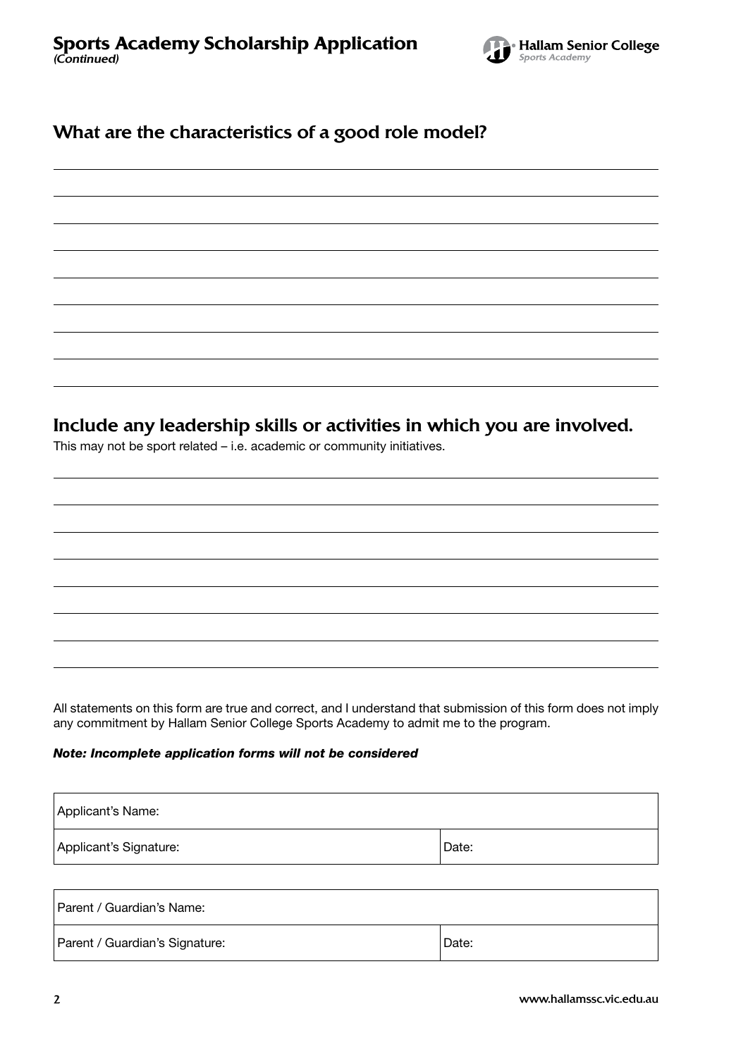## What are the characteristics of a good role model?

## Include any leadership skills or activities in which you are involved.

This may not be sport related – i.e. academic or community initiatives.

All statements on this form are true and correct, and I understand that submission of this form does not imply any commitment by Hallam Senior College Sports Academy to admit me to the program.

***Note: Incomplete application forms will not be considered***

| | |
|---|---|
| Applicant's Name: | |
| Applicant's Signature: | Date: |

| | |
|---|---|
| Parent / Guardian's Name: | |
| Parent / Guardian's Signature: | Date: |